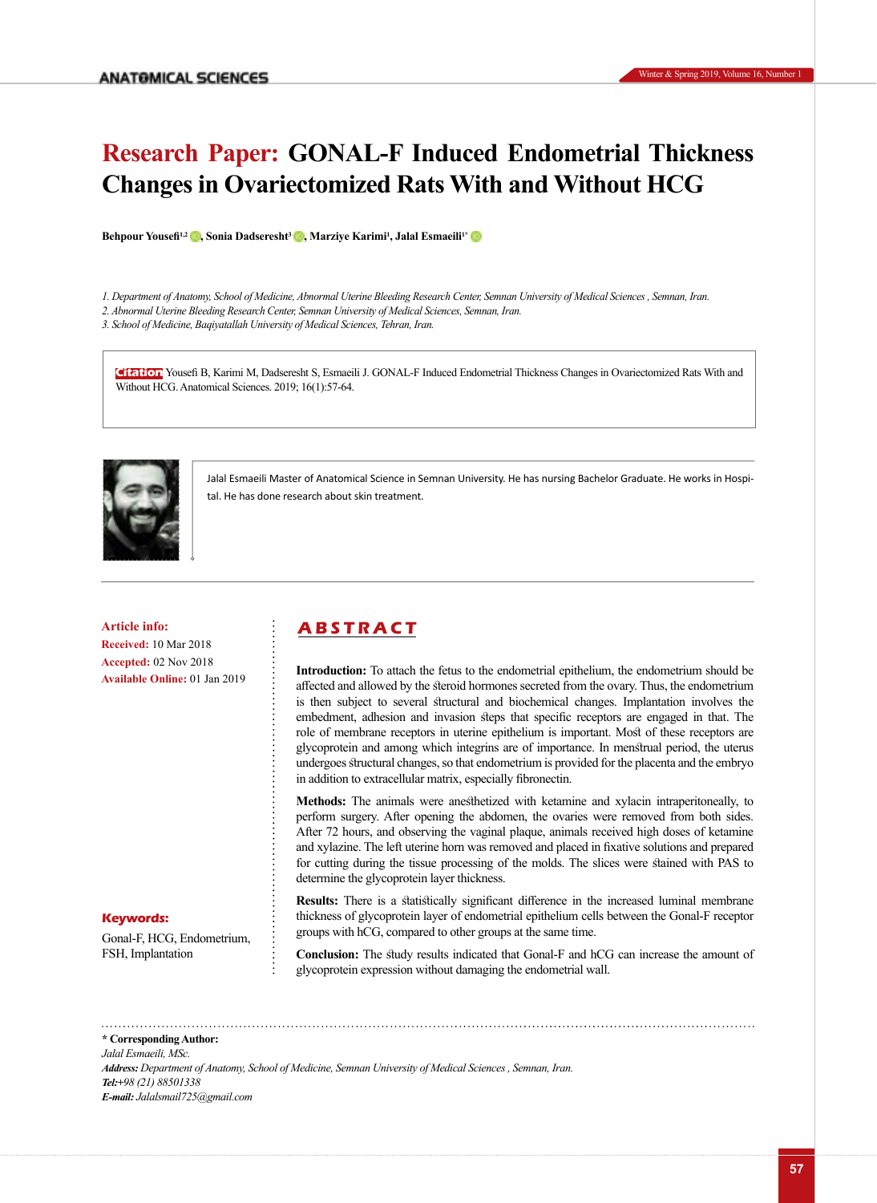# Research Paper: GONAL-F Induced Endometrial Thickness Changes in Ovariectomized Rats With and Without HCG

**Behpour Yousefi[1,2], Sonia Dadseresht[3], Marziye Karimi[1], Jalal Esmaeili[1*]**

*1. Department of Anatomy, School of Medicine, Abnormal Uterine Bleeding Research Center, Semnan University of Medical Sciences , Semnan, Iran.*
*2. Abnormal Uterine Bleeding Research Center, Semnan University of Medical Sciences, Semnan, Iran.*
*3. School of Medicine, Baqiyatallah University of Medical Sciences, Tehran, Iran.*

**Citation** Yousefi B, Karimi M, Dadseresht S, Esmaeili J. GONAL-F Induced Endometrial Thickness Changes in Ovariectomized Rats With and Without HCG. Anatomical Sciences. 2019; 16(1):57-64.

Jalal Esmaeili Master of Anatomical Science in Semnan University. He has nursing Bachelor Graduate. He works in Hospital. He has done research about skin treatment.

**Article info:**
**Received:** 10 Mar 2018
**Accepted:** 02 Nov 2018
**Available Online:** 01 Jan 2019

**Keywords:**
Gonal-F, HCG, Endometrium, FSH, Implantation

## ABSTRACT

**Introduction:** To attach the fetus to the endometrial epithelium, the endometrium should be affected and allowed by the steroid hormones secreted from the ovary. Thus, the endometrium is then subject to several structural and biochemical changes. Implantation involves the embedment, adhesion and invasion steps that specific receptors are engaged in that. The role of membrane receptors in uterine epithelium is important. Most of these receptors are glycoprotein and among which integrins are of importance. In menstrual period, the uterus undergoes structural changes, so that endometrium is provided for the placenta and the embryo in addition to extracellular matrix, especially fibronectin.

**Methods:** The animals were anesthetized with ketamine and xylacin intraperitoneally, to perform surgery. After opening the abdomen, the ovaries were removed from both sides. After 72 hours, and observing the vaginal plaque, animals received high doses of ketamine and xylazine. The left uterine horn was removed and placed in fixative solutions and prepared for cutting during the tissue processing of the molds. The slices were stained with PAS to determine the glycoprotein layer thickness.

**Results:** There is a statistically significant difference in the increased luminal membrane thickness of glycoprotein layer of endometrial epithelium cells between the Gonal-F receptor groups with hCG, compared to other groups at the same time.

**Conclusion:** The study results indicated that Gonal-F and hCG can increase the amount of glycoprotein expression without damaging the endometrial wall.

**\* Corresponding Author:**
*Jalal Esmaeili, MSc.*
***Address:*** *Department of Anatomy, School of Medicine, Semnan University of Medical Sciences , Semnan, Iran.*
***Tel:*** *+98 (21) 88501338*
***E-mail:*** *Jalalsmail725@gmail.com*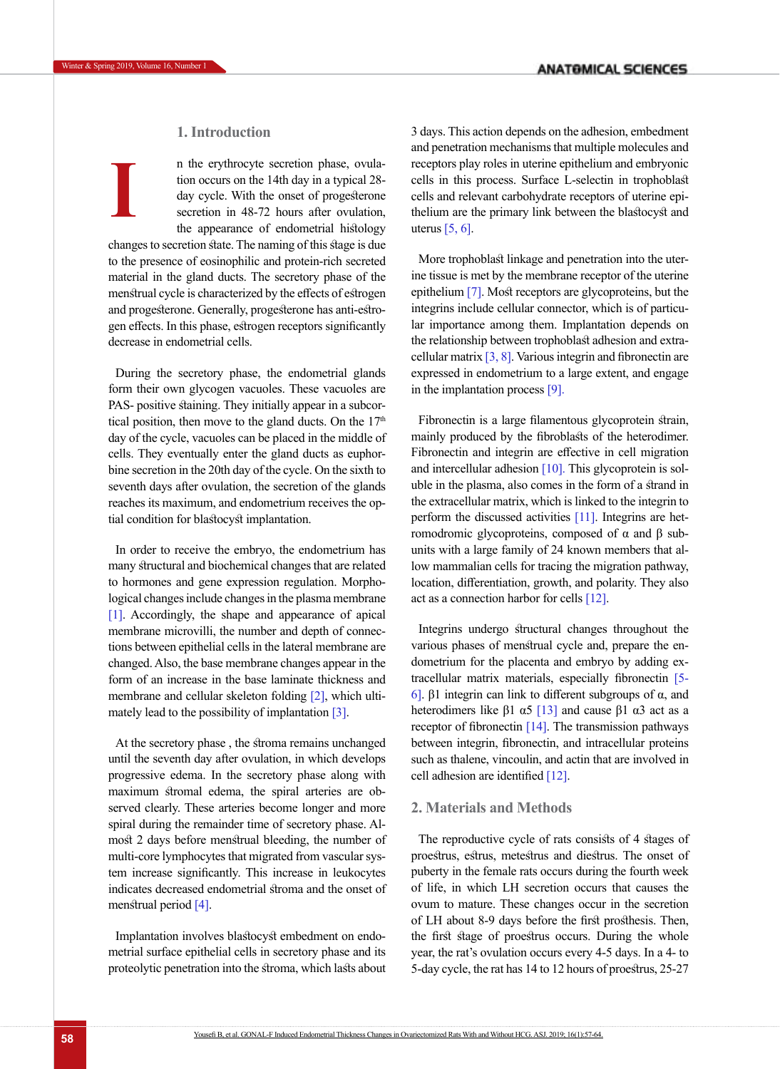## 1. Introduction

In the erythrocyte secretion phase, ovulation occurs on the 14th day in a typical 28-day cycle. With the onset of progesterone secretion in 48-72 hours after ovulation, the appearance of endometrial histology changes to secretion state. The naming of this stage is due to the presence of eosinophilic and protein-rich secreted material in the gland ducts. The secretory phase of the menstrual cycle is characterized by the effects of estrogen and progesterone. Generally, progesterone has anti-estrogen effects. In this phase, estrogen receptors significantly decrease in endometrial cells.

During the secretory phase, the endometrial glands form their own glycogen vacuoles. These vacuoles are PAS- positive staining. They initially appear in a subcortical position, then move to the gland ducts. On the 17th day of the cycle, vacuoles can be placed in the middle of cells. They eventually enter the gland ducts as euphorbine secretion in the 20th day of the cycle. On the sixth to seventh days after ovulation, the secretion of the glands reaches its maximum, and endometrium receives the optial condition for blastocyst implantation.

In order to receive the embryo, the endometrium has many structural and biochemical changes that are related to hormones and gene expression regulation. Morphological changes include changes in the plasma membrane [1]. Accordingly, the shape and appearance of apical membrane microvilli, the number and depth of connections between epithelial cells in the lateral membrane are changed. Also, the base membrane changes appear in the form of an increase in the base laminate thickness and membrane and cellular skeleton folding [2], which ultimately lead to the possibility of implantation [3].

At the secretory phase , the stroma remains unchanged until the seventh day after ovulation, in which develops progressive edema. In the secretory phase along with maximum stromal edema, the spiral arteries are observed clearly. These arteries become longer and more spiral during the remainder time of secretory phase. Almost 2 days before menstrual bleeding, the number of multi-core lymphocytes that migrated from vascular system increase significantly. This increase in leukocytes indicates decreased endometrial stroma and the onset of menstrual period [4].

Implantation involves blastocyst embedment on endometrial surface epithelial cells in secretory phase and its proteolytic penetration into the stroma, which lasts about 3 days. This action depends on the adhesion, embedment and penetration mechanisms that multiple molecules and receptors play roles in uterine epithelium and embryonic cells in this process. Surface L-selectin in trophoblast cells and relevant carbohydrate receptors of uterine epithelium are the primary link between the blastocyst and uterus [5, 6].

More trophoblast linkage and penetration into the uterine tissue is met by the membrane receptor of the uterine epithelium [7]. Most receptors are glycoproteins, but the integrins include cellular connector, which is of particular importance among them. Implantation depends on the relationship between trophoblast adhesion and extracellular matrix [3, 8]. Various integrin and fibronectin are expressed in endometrium to a large extent, and engage in the implantation process [9].

Fibronectin is a large filamentous glycoprotein strain, mainly produced by the fibroblasts of the heterodimer. Fibronectin and integrin are effective in cell migration and intercellular adhesion [10]. This glycoprotein is soluble in the plasma, also comes in the form of a strand in the extracellular matrix, which is linked to the integrin to perform the discussed activities [11]. Integrins are hetromodromic glycoproteins, composed of α and β subunits with a large family of 24 known members that allow mammalian cells for tracing the migration pathway, location, differentiation, growth, and polarity. They also act as a connection harbor for cells [12].

Integrins undergo structural changes throughout the various phases of menstrual cycle and, prepare the endometrium for the placenta and embryo by adding extracellular matrix materials, especially fibronectin [5-6]. β1 integrin can link to different subgroups of α, and heterodimers like β1 α5 [13] and cause β1 α3 act as a receptor of fibronectin [14]. The transmission pathways between integrin, fibronectin, and intracellular proteins such as thalene, vincoulin, and actin that are involved in cell adhesion are identified [12].

## 2. Materials and Methods

The reproductive cycle of rats consists of 4 stages of proestrus, estrus, metestrus and diestrus. The onset of puberty in the female rats occurs during the fourth week of life, in which LH secretion occurs that causes the ovum to mature. These changes occur in the secretion of LH about 8-9 days before the first prosthesis. Then, the first stage of proestrus occurs. During the whole year, the rat's ovulation occurs every 4-5 days. In a 4- to 5-day cycle, the rat has 14 to 12 hours of proestrus, 25-27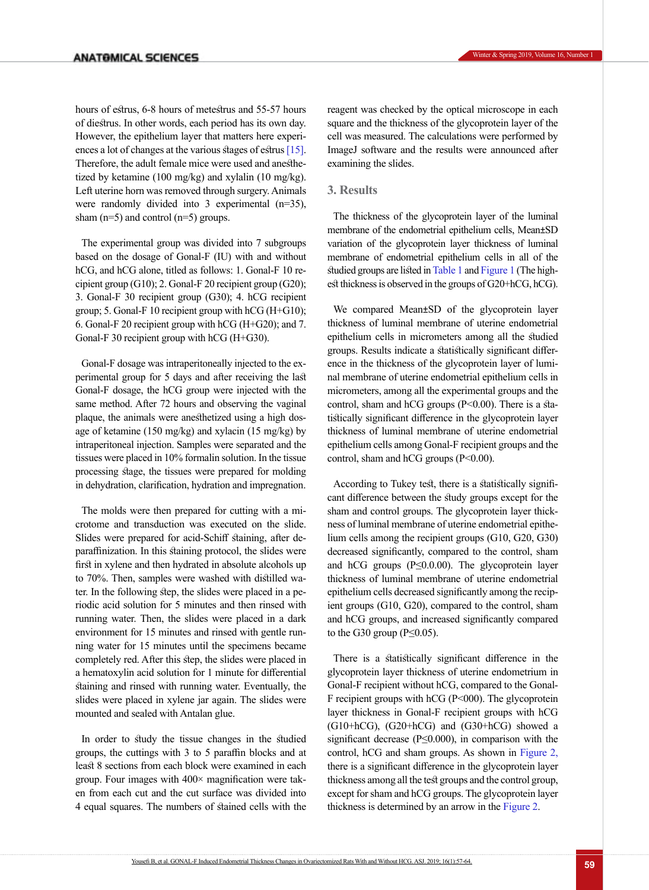hours of estrus, 6-8 hours of metestrus and 55-57 hours of diestrus. In other words, each period has its own day. However, the epithelium layer that matters here experiences a lot of changes at the various stages of estrus [15]. Therefore, the adult female mice were used and anesthetized by ketamine (100 mg/kg) and xylalin (10 mg/kg). Left uterine horn was removed through surgery. Animals were randomly divided into 3 experimental (n=35), sham (n=5) and control (n=5) groups.

The experimental group was divided into 7 subgroups based on the dosage of Gonal-F (IU) with and without hCG, and hCG alone, titled as follows: 1. Gonal-F 10 recipient group (G10); 2. Gonal-F 20 recipient group (G20); 3. Gonal-F 30 recipient group (G30); 4. hCG recipient group; 5. Gonal-F 10 recipient group with hCG (H+G10); 6. Gonal-F 20 recipient group with hCG (H+G20); and 7. Gonal-F 30 recipient group with hCG (H+G30).

Gonal-F dosage was intraperitoneally injected to the experimental group for 5 days and after receiving the last Gonal-F dosage, the hCG group were injected with the same method. After 72 hours and observing the vaginal plaque, the animals were anesthetized using a high dosage of ketamine (150 mg/kg) and xylacin (15 mg/kg) by intraperitoneal injection. Samples were separated and the tissues were placed in 10% formalin solution. In the tissue processing stage, the tissues were prepared for molding in dehydration, clarification, hydration and impregnation.

The molds were then prepared for cutting with a microtome and transduction was executed on the slide. Slides were prepared for acid-Schiff staining, after deparaffinization. In this staining protocol, the slides were first in xylene and then hydrated in absolute alcohols up to 70%. Then, samples were washed with distilled water. In the following step, the slides were placed in a periodic acid solution for 5 minutes and then rinsed with running water. Then, the slides were placed in a dark environment for 15 minutes and rinsed with gentle running water for 15 minutes until the specimens became completely red. After this step, the slides were placed in a hematoxylin acid solution for 1 minute for differential staining and rinsed with running water. Eventually, the slides were placed in xylene jar again. The slides were mounted and sealed with Antalan glue.

In order to study the tissue changes in the studied groups, the cuttings with 3 to 5 paraffin blocks and at least 8 sections from each block were examined in each group. Four images with 400× magnification were taken from each cut and the cut surface was divided into 4 equal squares. The numbers of stained cells with the reagent was checked by the optical microscope in each square and the thickness of the glycoprotein layer of the cell was measured. The calculations were performed by ImageJ software and the results were announced after examining the slides.

## 3. Results

The thickness of the glycoprotein layer of the luminal membrane of the endometrial epithelium cells, Mean±SD variation of the glycoprotein layer thickness of luminal membrane of endometrial epithelium cells in all of the studied groups are listed in Table 1 and Figure 1 (The highest thickness is observed in the groups of G20+hCG, hCG).

We compared Mean±SD of the glycoprotein layer thickness of luminal membrane of uterine endometrial epithelium cells in micrometers among all the studied groups. Results indicate a statistically significant difference in the thickness of the glycoprotein layer of luminal membrane of uterine endometrial epithelium cells in micrometers, among all the experimental groups and the control, sham and hCG groups (P<0.00). There is a statistically significant difference in the glycoprotein layer thickness of luminal membrane of uterine endometrial epithelium cells among Gonal-F recipient groups and the control, sham and hCG groups (P<0.00).

According to Tukey test, there is a statistically significant difference between the study groups except for the sham and control groups. The glycoprotein layer thickness of luminal membrane of uterine endometrial epithelium cells among the recipient groups (G10, G20, G30) decreased significantly, compared to the control, sham and hCG groups (P≤0.0.00). The glycoprotein layer thickness of luminal membrane of uterine endometrial epithelium cells decreased significantly among the recipient groups (G10, G20), compared to the control, sham and hCG groups, and increased significantly compared to the G30 group (P≤0.05).

There is a statistically significant difference in the glycoprotein layer thickness of uterine endometrium in Gonal-F recipient without hCG, compared to the Gonal-F recipient groups with hCG (P<000). The glycoprotein layer thickness in Gonal-F recipient groups with hCG (G10+hCG), (G20+hCG) and (G30+hCG) showed a significant decrease (P≤0.000), in comparison with the control, hCG and sham groups. As shown in Figure 2, there is a significant difference in the glycoprotein layer thickness among all the test groups and the control group, except for sham and hCG groups. The glycoprotein layer thickness is determined by an arrow in the Figure 2.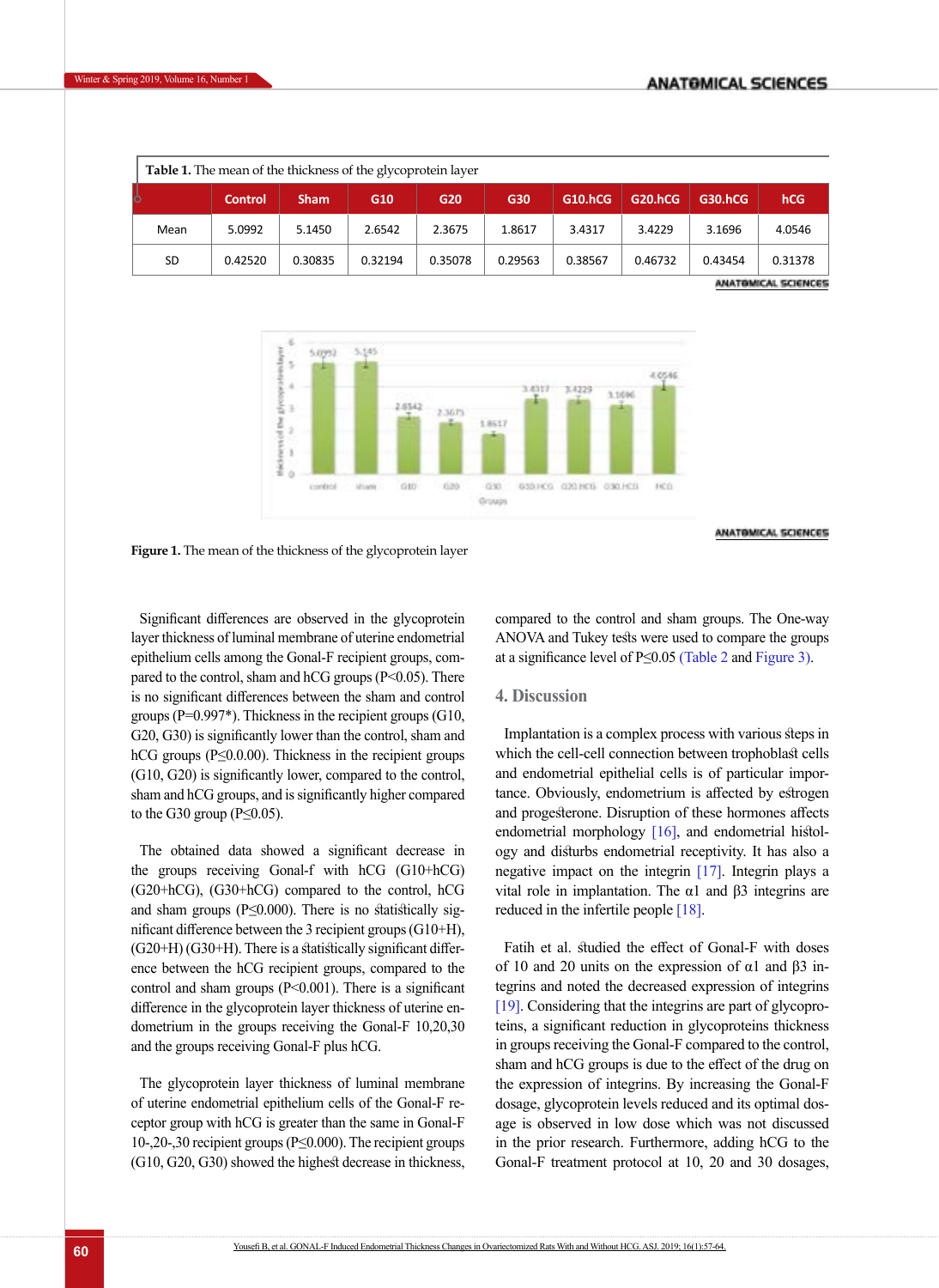**Table 1.** The mean of the thickness of the glycoprotein layer

| | Control | Sham | G10 | G20 | G30 | G10.hCG | G20.hCG | G30.hCG | hCG |
|---|---|---|---|---|---|---|---|---|---|
| Mean | 5.0992 | 5.1450 | 2.6542 | 2.3675 | 1.8617 | 3.4317 | 3.4229 | 3.1696 | 4.0546 |
| SD | 0.42520 | 0.30835 | 0.32194 | 0.35078 | 0.29563 | 0.38567 | 0.46732 | 0.43454 | 0.31378 |

**Figure 1.** The mean of the thickness of the glycoprotein layer

Significant differences are observed in the glycoprotein layer thickness of luminal membrane of uterine endometrial epithelium cells among the Gonal-F recipient groups, compared to the control, sham and hCG groups ($P<0.05$). There is no significant differences between the sham and control groups (P=0.997*). Thickness in the recipient groups (G10, G20, G30) is significantly lower than the control, sham and hCG groups ($P\leq0.0.00$). Thickness in the recipient groups (G10, G20) is significantly lower, compared to the control, sham and hCG groups, and is significantly higher compared to the G30 group ($P\leq0.05$).

The obtained data showed a significant decrease in the groups receiving Gonal-f with hCG (G10+hCG) (G20+hCG), (G30+hCG) compared to the control, hCG and sham groups ($P\leq0.000$). There is no statistically significant difference between the 3 recipient groups (G10+H), (G20+H) (G30+H). There is a statistically significant difference between the hCG recipient groups, compared to the control and sham groups ($P<0.001$). There is a significant difference in the glycoprotein layer thickness of uterine endometrium in the groups receiving the Gonal-F 10,20,30 and the groups receiving Gonal-F plus hCG.

The glycoprotein layer thickness of luminal membrane of uterine endometrial epithelium cells of the Gonal-F receptor group with hCG is greater than the same in Gonal-F 10-,20-,30 recipient groups ($P\leq0.000$). The recipient groups (G10, G20, G30) showed the highest decrease in thickness, compared to the control and sham groups. The One-way ANOVA and Tukey tests were used to compare the groups at a significance level of $P\leq0.05$ (Table 2 and Figure 3).

## 4. Discussion

Implantation is a complex process with various steps in which the cell-cell connection between trophoblast cells and endometrial epithelial cells is of particular importance. Obviously, endometrium is affected by estrogen and progesterone. Disruption of these hormones affects endometrial morphology [16], and endometrial histology and disturbs endometrial receptivity. It has also a negative impact on the integrin [17]. Integrin plays a vital role in implantation. The $\alpha1$ and $\beta3$ integrins are reduced in the infertile people [18].

Fatih et al. studied the effect of Gonal-F with doses of 10 and 20 units on the expression of $\alpha1$ and $\beta3$ integrins and noted the decreased expression of integrins [19]. Considering that the integrins are part of glycoproteins, a significant reduction in glycoproteins thickness in groups receiving the Gonal-F compared to the control, sham and hCG groups is due to the effect of the drug on the expression of integrins. By increasing the Gonal-F dosage, glycoprotein levels reduced and its optimal dosage is observed in low dose which was not discussed in the prior research. Furthermore, adding hCG to the Gonal-F treatment protocol at 10, 20 and 30 dosages,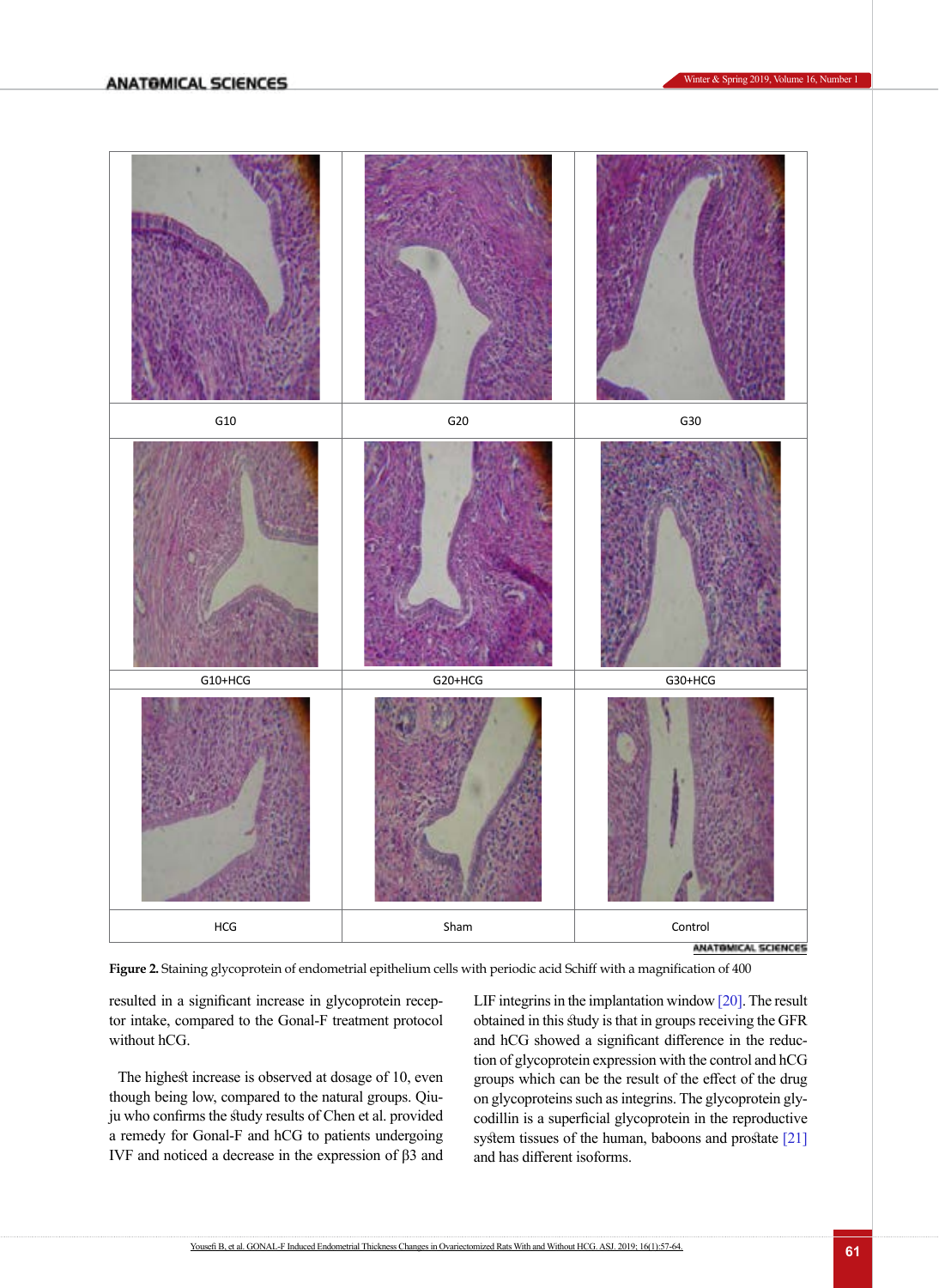| G10 | G20 | G30 |
|---|---|---|
| G10+HCG | G20+HCG | G30+HCG |
| HCG | Sham | Control |

**Figure 2.** Staining glycoprotein of endometrial epithelium cells with periodic acid Schiff with a magnification of 400

resulted in a significant increase in glycoprotein receptor intake, compared to the Gonal-F treatment protocol without hCG.

The highest increase is observed at dosage of 10, even though being low, compared to the natural groups. Qiuju who confirms the study results of Chen et al. provided a remedy for Gonal-F and hCG to patients undergoing IVF and noticed a decrease in the expression of β3 and LIF integrins in the implantation window [20]. The result obtained in this study is that in groups receiving the GFR and hCG showed a significant difference in the reduction of glycoprotein expression with the control and hCG groups which can be the result of the effect of the drug on glycoproteins such as integrins. The glycoprotein glycodillin is a superficial glycoprotein in the reproductive system tissues of the human, baboons and prostate [21] and has different isoforms.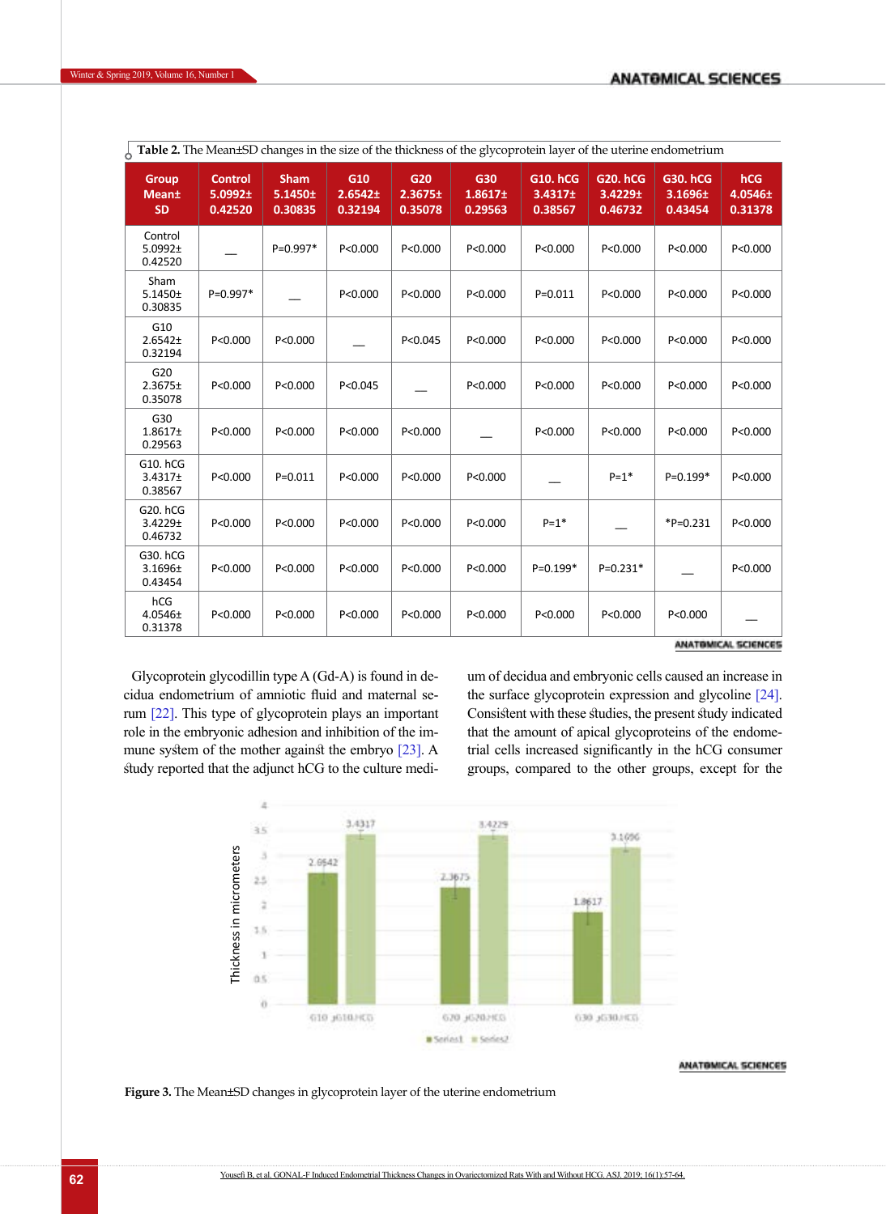**Table 2.** The Mean±SD changes in the size of the thickness of the glycoprotein layer of the uterine endometrium

| Group Mean± SD | Control 5.0992± 0.42520 | Sham 5.1450± 0.30835 | G10 2.6542± 0.32194 | G20 2.3675± 0.35078 | G30 1.8617± 0.29563 | G10. hCG 3.4317± 0.38567 | G20. hCG 3.4229± 0.46732 | G30. hCG 3.1696± 0.43454 | hCG 4.0546± 0.31378 |
|---|---|---|---|---|---|---|---|---|---|
| Control 5.0992± 0.42520 | — | P=0.997* | P<0.000 | P<0.000 | P<0.000 | P<0.000 | P<0.000 | P<0.000 | P<0.000 |
| Sham 5.1450± 0.30835 | P=0.997* | — | P<0.000 | P<0.000 | P<0.000 | P=0.011 | P<0.000 | P<0.000 | P<0.000 |
| G10 2.6542± 0.32194 | P<0.000 | P<0.000 | — | P<0.045 | P<0.000 | P<0.000 | P<0.000 | P<0.000 | P<0.000 |
| G20 2.3675± 0.35078 | P<0.000 | P<0.000 | P<0.045 | — | P<0.000 | P<0.000 | P<0.000 | P<0.000 | P<0.000 |
| G30 1.8617± 0.29563 | P<0.000 | P<0.000 | P<0.000 | P<0.000 | — | P<0.000 | P<0.000 | P<0.000 | P<0.000 |
| G10. hCG 3.4317± 0.38567 | P<0.000 | P=0.011 | P<0.000 | P<0.000 | P<0.000 | — | P=1* | P=0.199* | P<0.000 |
| G20. hCG 3.4229± 0.46732 | P<0.000 | P<0.000 | P<0.000 | P<0.000 | P<0.000 | P=1* | — | *P=0.231 | P<0.000 |
| G30. hCG 3.1696± 0.43454 | P<0.000 | P<0.000 | P<0.000 | P<0.000 | P<0.000 | P=0.199* | P=0.231* | — | P<0.000 |
| hCG 4.0546± 0.31378 | P<0.000 | P<0.000 | P<0.000 | P<0.000 | P<0.000 | P<0.000 | P<0.000 | P<0.000 | — |

Glycoprotein glycodillin type A (Gd-A) is found in decidua endometrium of amniotic fluid and maternal serum [22]. This type of glycoprotein plays an important role in the embryonic adhesion and inhibition of the immune system of the mother against the embryo [23]. A study reported that the adjunct hCG to the culture medium of decidua and embryonic cells caused an increase in the surface glycoprotein expression and glycoline [24]. Consistent with these studies, the present study indicated that the amount of apical glycoproteins of the endometrial cells increased significantly in the hCG consumer groups, compared to the other groups, except for the

**Figure 3.** The Mean±SD changes in glycoprotein layer of the uterine endometrium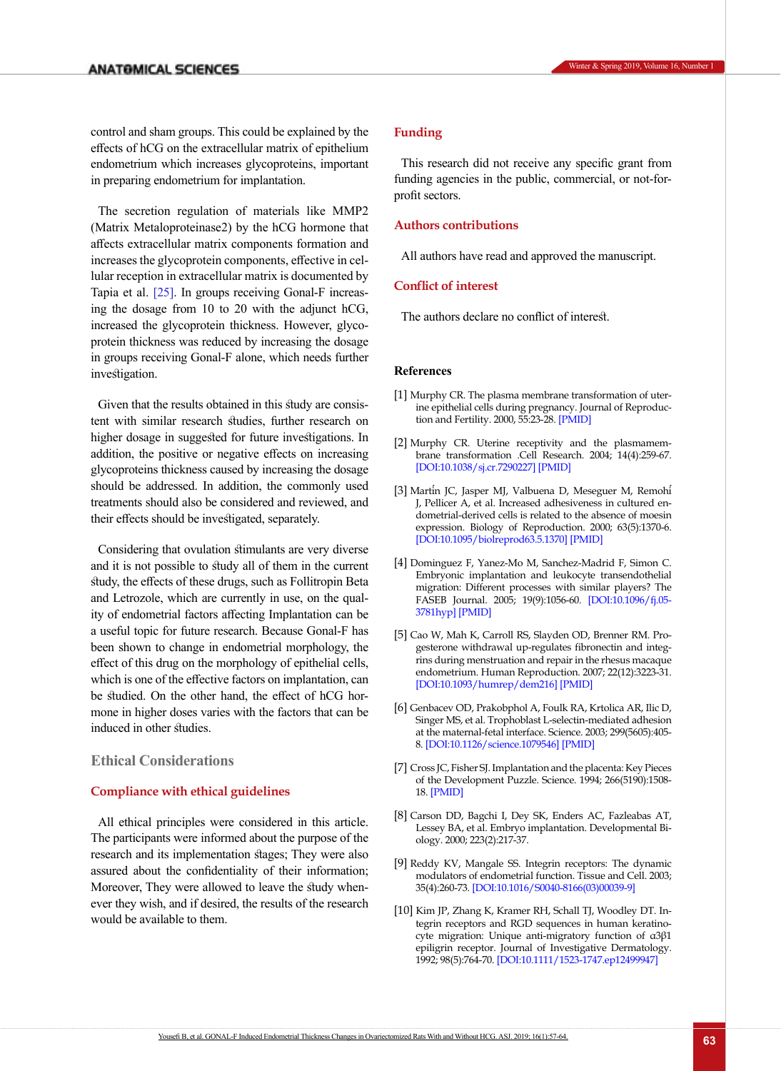control and sham groups. This could be explained by the effects of hCG on the extracellular matrix of epithelium endometrium which increases glycoproteins, important in preparing endometrium for implantation.

The secretion regulation of materials like MMP2 (Matrix Metaloproteinase2) by the hCG hormone that affects extracellular matrix components formation and increases the glycoprotein components, effective in cellular reception in extracellular matrix is documented by Tapia et al. [25]. In groups receiving Gonal-F increasing the dosage from 10 to 20 with the adjunct hCG, increased the glycoprotein thickness. However, glycoprotein thickness was reduced by increasing the dosage in groups receiving Gonal-F alone, which needs further investigation.

Given that the results obtained in this study are consistent with similar research studies, further research on higher dosage in suggested for future investigations. In addition, the positive or negative effects on increasing glycoproteins thickness caused by increasing the dosage should be addressed. In addition, the commonly used treatments should also be considered and reviewed, and their effects should be investigated, separately.

Considering that ovulation stimulants are very diverse and it is not possible to study all of them in the current study, the effects of these drugs, such as Follitropin Beta and Letrozole, which are currently in use, on the quality of endometrial factors affecting Implantation can be a useful topic for future research. Because Gonal-F has been shown to change in endometrial morphology, the effect of this drug on the morphology of epithelial cells, which is one of the effective factors on implantation, can be studied. On the other hand, the effect of hCG hormone in higher doses varies with the factors that can be induced in other studies.

## Ethical Considerations

### Compliance with ethical guidelines

All ethical principles were considered in this article. The participants were informed about the purpose of the research and its implementation stages; They were also assured about the confidentiality of their information; Moreover, They were allowed to leave the study whenever they wish, and if desired, the results of the research would be available to them.

### Funding

This research did not receive any specific grant from funding agencies in the public, commercial, or not-for-profit sectors.

### Authors contributions

All authors have read and approved the manuscript.

### Conflict of interest

The authors declare no conflict of interest.

## References

[1] Murphy CR. The plasma membrane transformation of uterine epithelial cells during pregnancy. Journal of Reproduction and Fertility. 2000, 55:23-28. [PMID]

[2] Murphy CR. Uterine receptivity and the plasmamembrane transformation .Cell Research. 2004; 14(4):259-67. [DOI:10.1038/sj.cr.7290227] [PMID]

[3] Martı́n JC, Jasper MJ, Valbuena D, Meseguer M, Remohı́ J, Pellicer A, et al. Increased adhesiveness in cultured endometrial-derived cells is related to the absence of moesin expression. Biology of Reproduction. 2000; 63(5):1370-6. [DOI:10.1095/biolreprod63.5.1370] [PMID]

[4] Dominguez F, Yanez-Mo M, Sanchez-Madrid F, Simon C. Embryonic implantation and leukocyte transendothelial migration: Different processes with similar players? The FASEB Journal. 2005; 19(9):1056-60. [DOI:10.1096/fj.05-3781hyp] [PMID]

[5] Cao W, Mah K, Carroll RS, Slayden OD, Brenner RM. Progesterone withdrawal up-regulates fibronectin and integrins during menstruation and repair in the rhesus macaque endometrium. Human Reproduction. 2007; 22(12):3223-31. [DOI:10.1093/humrep/dem216] [PMID]

[6] Genbacev OD, Prakobphol A, Foulk RA, Krtolica AR, Ilic D, Singer MS, et al. Trophoblast L-selectin-mediated adhesion at the maternal-fetal interface. Science. 2003; 299(5605):405-8. [DOI:10.1126/science.1079546] [PMID]

[7] Cross JC, Fisher SJ. Implantation and the placenta: Key Pieces of the Development Puzzle. Science. 1994; 266(5190):1508-18. [PMID]

[8] Carson DD, Bagchi I, Dey SK, Enders AC, Fazleabas AT, Lessey BA, et al. Embryo implantation. Developmental Biology. 2000; 223(2):217-37.

[9] Reddy KV, Mangale SS. Integrin receptors: The dynamic modulators of endometrial function. Tissue and Cell. 2003; 35(4):260-73. [DOI:10.1016/S0040-8166(03)00039-9]

[10] Kim JP, Zhang K, Kramer RH, Schall TJ, Woodley DT. Integrin receptors and RGD sequences in human keratinocyte migration: Unique anti-migratory function of α3β1 epiligrin receptor. Journal of Investigative Dermatology. 1992; 98(5):764-70. [DOI:10.1111/1523-1747.ep12499947]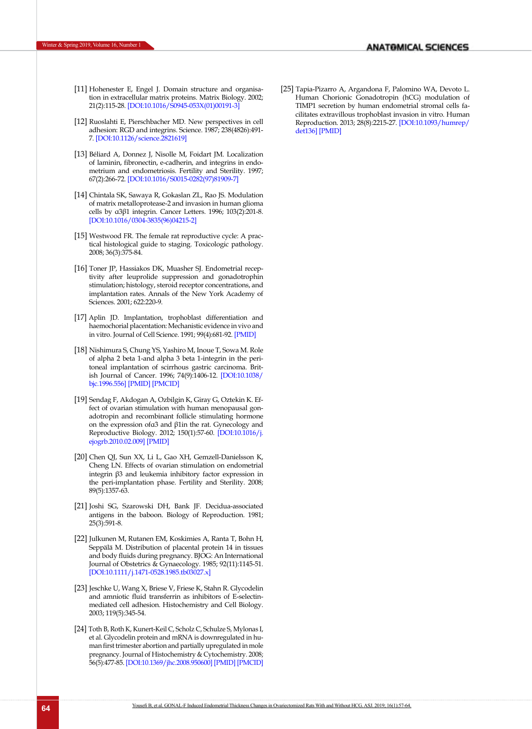[11] Hohenester E, Engel J. Domain structure and organisation in extracellular matrix proteins. Matrix Biology. 2002; 21(2):115-28. [DOI:10.1016/S0945-053X(01)00191-3]

[12] Ruoslahti E, Pierschbacher MD. New perspectives in cell adhesion: RGD and integrins. Science. 1987; 238(4826):491-7. [DOI:10.1126/science.2821619]

[13] Béliard A, Donnez J, Nisolle M, Foidart JM. Localization of laminin, fibronectin, e-cadherin, and integrins in endometrium and endometriosis. Fertility and Sterility. 1997; 67(2):266-72. [DOI:10.1016/S0015-0282(97)81909-7]

[14] Chintala SK, Sawaya R, Gokaslan ZL, Rao JS. Modulation of matrix metalloprotease-2 and invasion in human glioma cells by α3β1 integrin. Cancer Letters. 1996; 103(2):201-8. [DOI:10.1016/0304-3835(96)04215-2]

[15] Westwood FR. The female rat reproductive cycle: A practical histological guide to staging. Toxicologic pathology. 2008; 36(3):375-84.

[16] Toner JP, Hassiakos DK, Muasher SJ. Endometrial receptivity after leuprolide suppression and gonadotrophin stimulation; histology, steroid receptor concentrations, and implantation rates. Annals of the New York Academy of Sciences. 2001; 622:220-9.

[17] Aplin JD. Implantation, trophoblast differentiation and haemochorial placentation: Mechanistic evidence in vivo and in vitro. Journal of Cell Science. 1991; 99(4):681-92. [PMID]

[18] Nishimura S, Chung YS, Yashiro M, Inoue T, Sowa M. Role of alpha 2 beta 1-and alpha 3 beta 1-integrin in the peritoneal implantation of scirrhous gastric carcinoma. British Journal of Cancer. 1996; 74(9):1406-12. [DOI:10.1038/bjc.1996.556] [PMID] [PMCID]

[19] Sendag F, Akdogan A, Ozbilgin K, Giray G, Oztekin K. Effect of ovarian stimulation with human menopausal gonadotropin and recombinant follicle stimulating hormone on the expression ofα3 and β1in the rat. Gynecology and Reproductive Biology. 2012; 150(1):57-60. [DOI:10.1016/j.ejogrb.2010.02.009] [PMID]

[20] Chen QJ, Sun XX, Li L, Gao XH, Gemzell-Danielsson K, Cheng LN. Effects of ovarian stimulation on endometrial integrin β3 and leukemia inhibitory factor expression in the peri-implantation phase. Fertility and Sterility. 2008; 89(5):1357-63.

[21] Joshi SG, Szarowski DH, Bank JF. Decidua-associated antigens in the baboon. Biology of Reproduction. 1981; 25(3):591-8.

[22] Julkunen M, Rutanen EM, Koskimies A, Ranta T, Bohn H, Seppälä M. Distribution of placental protein 14 in tissues and body fluids during pregnancy. BJOG: An International Journal of Obstetrics & Gynaecology. 1985; 92(11):1145-51. [DOI:10.1111/j.1471-0528.1985.tb03027.x]

[23] Jeschke U, Wang X, Briese V, Friese K, Stahn R. Glycodelin and amniotic fluid transferrin as inhibitors of E-selectin-mediated cell adhesion. Histochemistry and Cell Biology. 2003; 119(5):345-54.

[24] Toth B, Roth K, Kunert-Keil C, Scholz C, Schulze S, Mylonas I, et al. Glycodelin protein and mRNA is downregulated in human first trimester abortion and partially upregulated in mole pregnancy. Journal of Histochemistry & Cytochemistry. 2008; 56(5):477-85. [DOI:10.1369/jhc.2008.950600] [PMID] [PMCID]

[25] Tapia-Pizarro A, Argandona F, Palomino WA, Devoto L. Human Chorionic Gonadotropin (hCG) modulation of TIMP1 secretion by human endometrial stromal cells facilitates extravillous trophoblast invasion in vitro. Human Reproduction. 2013; 28(8):2215-27. [DOI:10.1093/humrep/det136] [PMID]